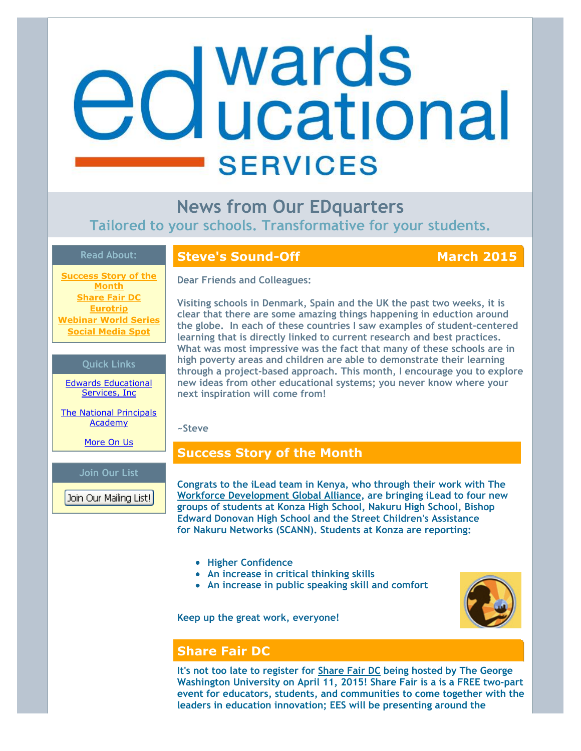# edwards educational SERVICES

## News from Our EDquarters

### Tailored to your schools. Transformative for your students.

**Read About:**

**Success Story of the Month**
**Share Fair DC**
**Eurotrip**
**Webinar World Series**
**Social Media Spot**

**Quick Links**

Edwards Educational Services, Inc

The National Principals Academy

More On Us

**Join Our List**

Join Our Mailing List!

## Steve's Sound-Off — March 2015

Dear Friends and Colleagues:

Visiting schools in Denmark, Spain and the UK the past two weeks, it is clear that there are some amazing things happening in eduction around the globe. In each of these countries I saw examples of student-centered learning that is directly linked to current research and best practices. What was most impressive was the fact that many of these schools are in high poverty areas and children are able to demonstrate their learning through a project-based approach. This month, I encourage you to explore new ideas from other educational systems; you never know where your next inspiration will come from!

~Steve

## Success Story of the Month

Congrats to the iLead team in Kenya, who through their work with The Workforce Development Global Alliance, are bringing iLead to four new groups of students at Konza High School, Nakuru High School, Bishop Edward Donovan High School and the Street Children's Assistance for Nakuru Networks (SCANN). Students at Konza are reporting:

- Higher Confidence
- An increase in critical thinking skills
- An increase in public speaking skill and comfort

Keep up the great work, everyone!

## Share Fair DC

It's not too late to register for Share Fair DC being hosted by The George Washington University on April 11, 2015! Share Fair is a is a FREE two-part event for educators, students, and communities to come together with the leaders in education innovation; EES will be presenting around the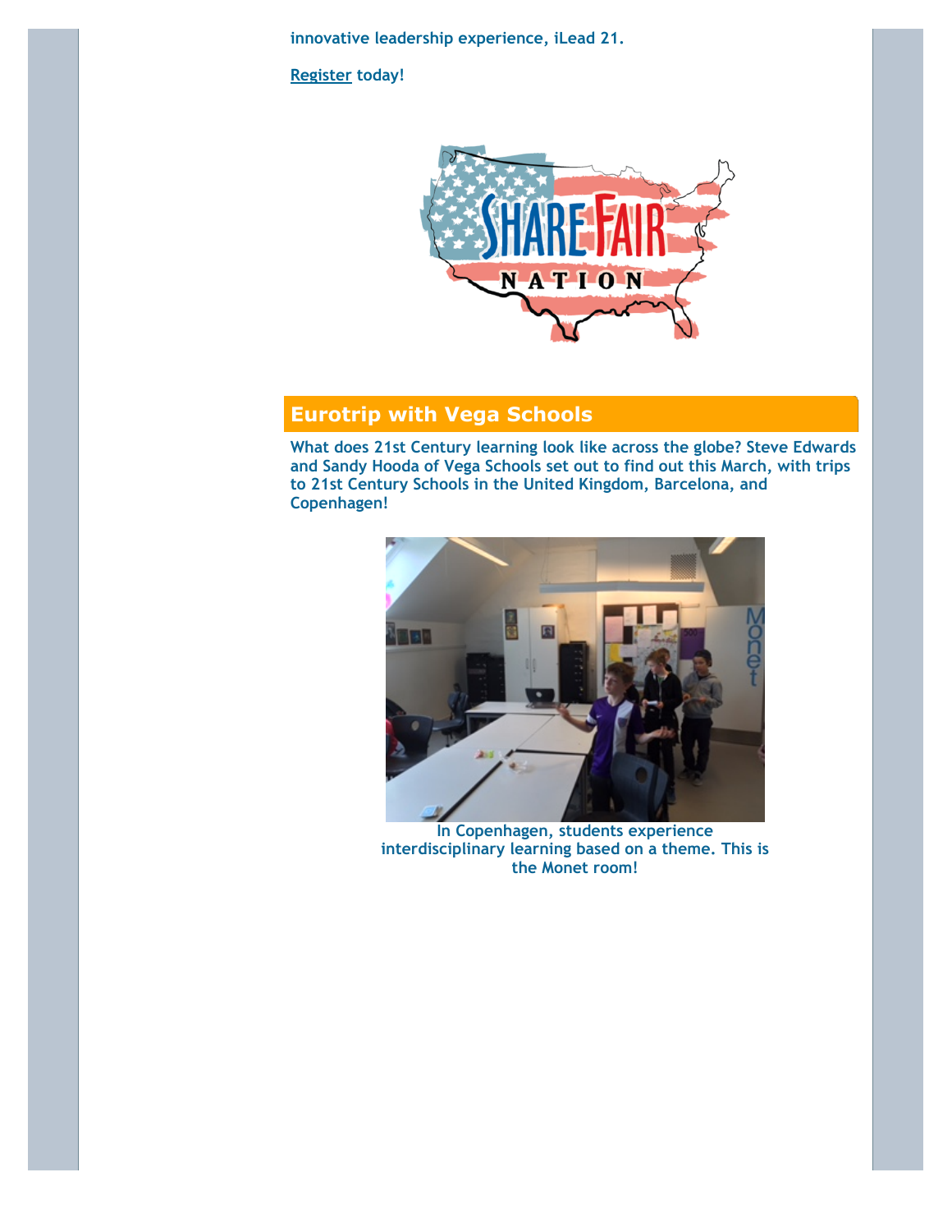innovative leadership experience, iLead 21.

Register today!

## Eurotrip with Vega Schools

What does 21st Century learning look like across the globe? Steve Edwards and Sandy Hooda of Vega Schools set out to find out this March, with trips to 21st Century Schools in the United Kingdom, Barcelona, and Copenhagen!

In Copenhagen, students experience interdisciplinary learning based on a theme. This is the Monet room!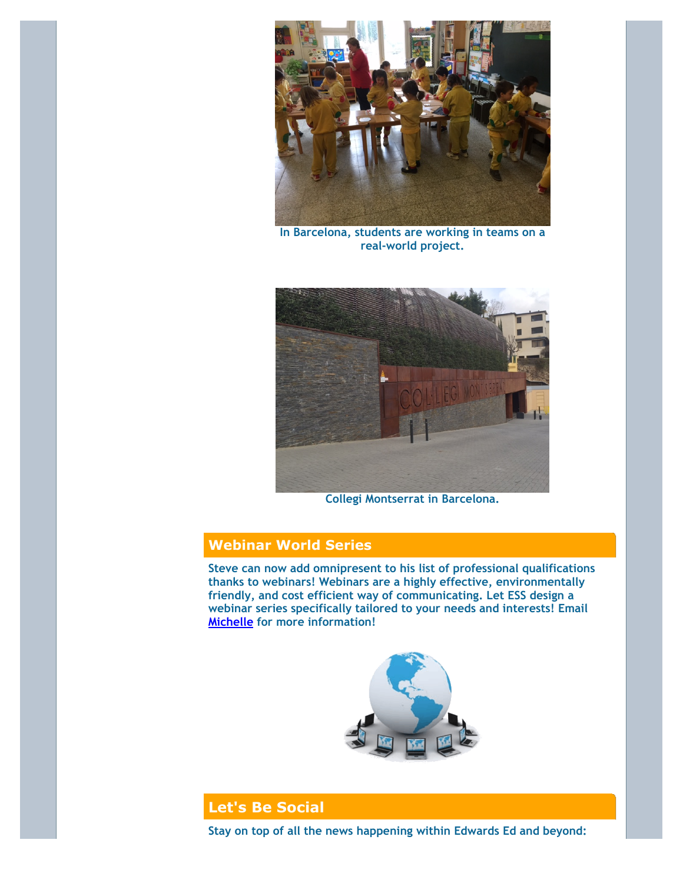In Barcelona, students are working in teams on a real-world project.

Collegi Montserrat in Barcelona.

## Webinar World Series

Steve can now add omnipresent to his list of professional qualifications thanks to webinars! Webinars are a highly effective, environmentally friendly, and cost efficient way of communicating. Let ESS design a webinar series specifically tailored to your needs and interests! Email Michelle for more information!

## Let's Be Social

Stay on top of all the news happening within Edwards Ed and beyond: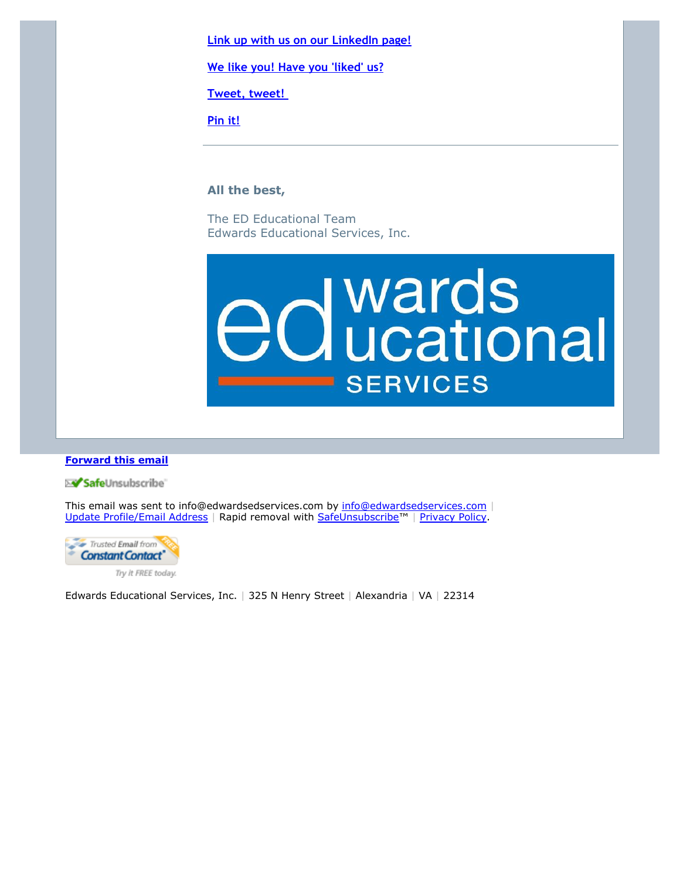**Link up with us on our LinkedIn page!**

**We like you! Have you 'liked' us?**

**Tweet, tweet!**

**Pin it!**

---

**All the best,**

The ED Educational Team
Edwards Educational Services, Inc.

**Forward this email**

SafeUnsubscribe

This email was sent to info@edwardsedservices.com by info@edwardsedservices.com | Update Profile/Email Address | Rapid removal with SafeUnsubscribe™ | Privacy Policy.

Trusted Email from Constant Contact — Try it FREE today.

Edwards Educational Services, Inc. | 325 N Henry Street | Alexandria | VA | 22314